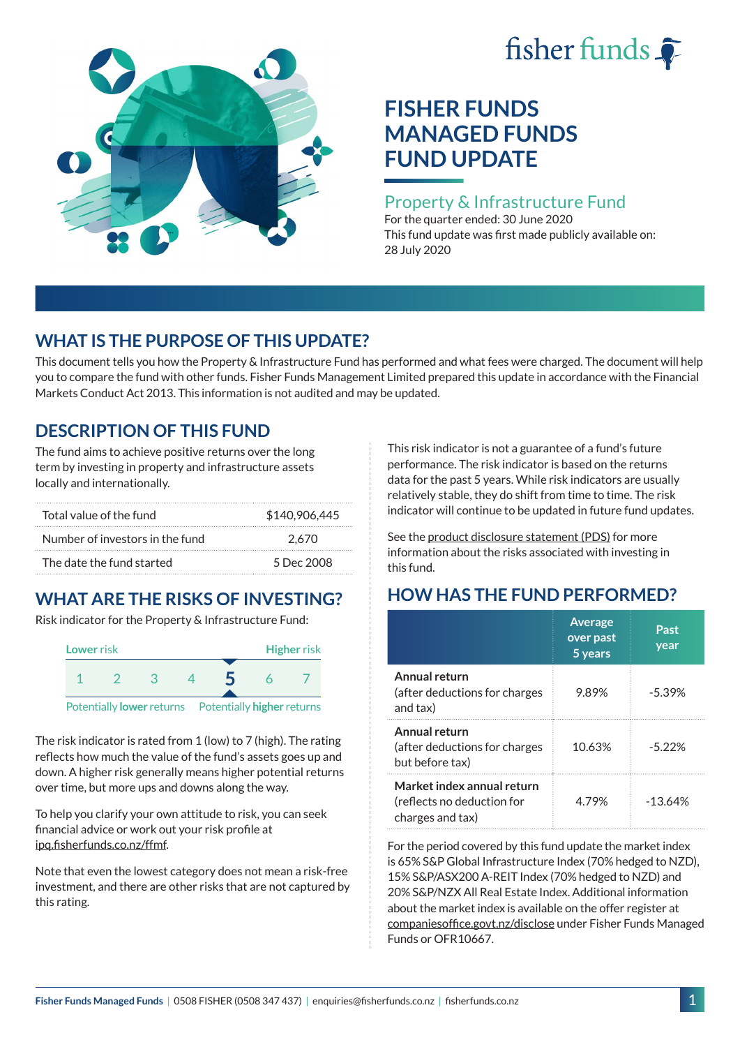# FISHER FUNDS MANAGED FUNDS FUND UPDATE

## Property & Infrastructure Fund

For the quarter ended: 30 June 2020

This fund update was first made publicly available on: 28 July 2020

## WHAT IS THE PURPOSE OF THIS UPDATE?

This document tells you how the Property & Infrastructure Fund has performed and what fees were charged. The document will help you to compare the fund with other funds. Fisher Funds Management Limited prepared this update in accordance with the Financial Markets Conduct Act 2013. This information is not audited and may be updated.

## DESCRIPTION OF THIS FUND

The fund aims to achieve positive returns over the long term by investing in property and infrastructure assets locally and internationally.

| | |
|---|---|
| Total value of the fund | $140,906,445 |
| Number of investors in the fund | 2,670 |
| The date the fund started | 5 Dec 2008 |

## WHAT ARE THE RISKS OF INVESTING?

Risk indicator for the Property & Infrastructure Fund:

Lower risk — Higher risk

1 2 3 4 **5** 6 7

Potentially **lower** returns — Potentially **higher** returns

The risk indicator is rated from 1 (low) to 7 (high). The rating reflects how much the value of the fund's assets goes up and down. A higher risk generally means higher potential returns over time, but more ups and downs along the way.

To help you clarify your own attitude to risk, you can seek financial advice or work out your risk profile at ipq.fisherfunds.co.nz/ffmf.

Note that even the lowest category does not mean a risk-free investment, and there are other risks that are not captured by this rating.

This risk indicator is not a guarantee of a fund's future performance. The risk indicator is based on the returns data for the past 5 years. While risk indicators are usually relatively stable, they do shift from time to time. The risk indicator will continue to be updated in future fund updates.

See the product disclosure statement (PDS) for more information about the risks associated with investing in this fund.

## HOW HAS THE FUND PERFORMED?

| | Average over past 5 years | Past year |
|---|---|---|
| **Annual return** (after deductions for charges and tax) | 9.89% | -5.39% |
| **Annual return** (after deductions for charges but before tax) | 10.63% | -5.22% |
| **Market index annual return** (reflects no deduction for charges and tax) | 4.79% | -13.64% |

For the period covered by this fund update the market index is 65% S&P Global Infrastructure Index (70% hedged to NZD), 15% S&P/ASX200 A-REIT Index (70% hedged to NZD) and 20% S&P/NZX All Real Estate Index. Additional information about the market index is available on the offer register at companiesoffice.govt.nz/disclose under Fisher Funds Managed Funds or OFR10667.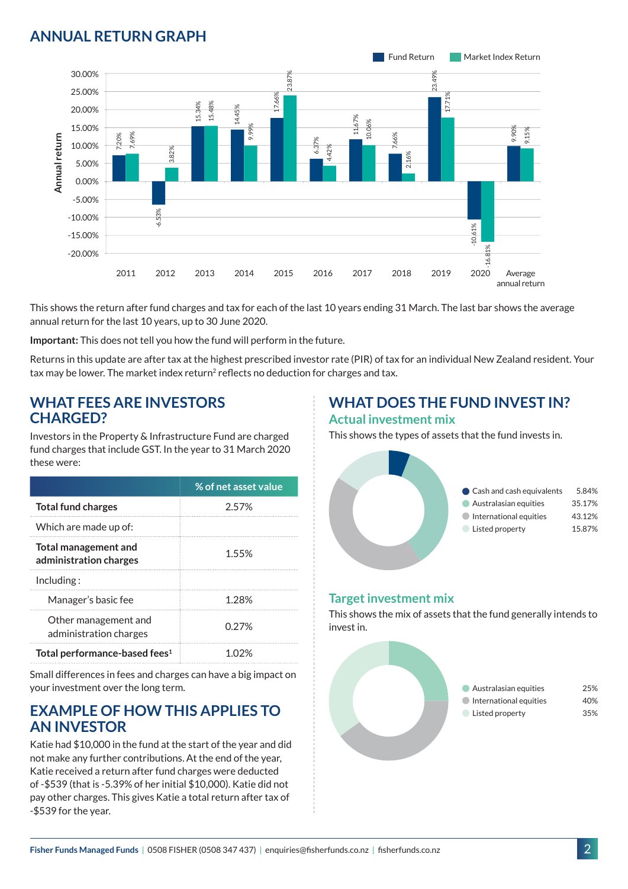## ANNUAL RETURN GRAPH

| Year | Fund Return | Market Index Return |
|---|---|---|
| 2011 | 7.20% | 7.69% |
| 2012 | -6.53% | 3.82% |
| 2013 | 15.34% | 15.48% |
| 2014 | 14.45% | 9.99% |
| 2015 | 17.66% | 23.87% |
| 2016 | 6.37% | 4.42% |
| 2017 | 11.67% | 10.06% |
| 2018 | 7.66% | 2.16% |
| 2019 | 23.49% | 17.71% |
| 2020 | -10.61% | -16.81% |
| Average annual return | 9.90% | 9.15% |

This shows the return after fund charges and tax for each of the last 10 years ending 31 March. The last bar shows the average annual return for the last 10 years, up to 30 June 2020.

**Important:** This does not tell you how the fund will perform in the future.

Returns in this update are after tax at the highest prescribed investor rate (PIR) of tax for an individual New Zealand resident. Your tax may be lower. The market index return[2] reflects no deduction for charges and tax.

## WHAT FEES ARE INVESTORS CHARGED?

Investors in the Property & Infrastructure Fund are charged fund charges that include GST. In the year to 31 March 2020 these were:

| | % of net asset value |
|---|---|
| **Total fund charges** | 2.57% |
| Which are made up of: | |
| **Total management and administration charges** | 1.55% |
| Including: | |
| Manager's basic fee | 1.28% |
| Other management and administration charges | 0.27% |
| **Total performance-based fees[1]** | 1.02% |

Small differences in fees and charges can have a big impact on your investment over the long term.

## EXAMPLE OF HOW THIS APPLIES TO AN INVESTOR

Katie had $10,000 in the fund at the start of the year and did not make any further contributions. At the end of the year, Katie received a return after fund charges were deducted of -$539 (that is -5.39% of her initial $10,000). Katie did not pay other charges. This gives Katie a total return after tax of -$539 for the year.

## WHAT DOES THE FUND INVEST IN?

### Actual investment mix

This shows the types of assets that the fund invests in.

| Asset | % |
|---|---|
| Cash and cash equivalents | 5.84% |
| Australasian equities | 35.17% |
| International equities | 43.12% |
| Listed property | 15.87% |

### Target investment mix

This shows the mix of assets that the fund generally intends to invest in.

| Asset | % |
|---|---|
| Australasian equities | 25% |
| International equities | 40% |
| Listed property | 35% |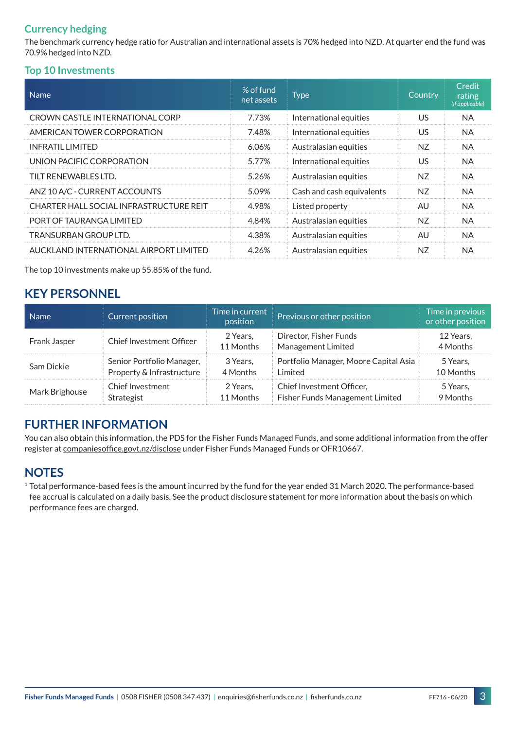## Currency hedging

The benchmark currency hedge ratio for Australian and international assets is 70% hedged into NZD. At quarter end the fund was 70.9% hedged into NZD.

## Top 10 Investments

| Name | % of fund net assets | Type | Country | Credit rating *(if applicable)* |
|---|---|---|---|---|
| CROWN CASTLE INTERNATIONAL CORP | 7.73% | International equities | US | NA |
| AMERICAN TOWER CORPORATION | 7.48% | International equities | US | NA |
| INFRATIL LIMITED | 6.06% | Australasian equities | NZ | NA |
| UNION PACIFIC CORPORATION | 5.77% | International equities | US | NA |
| TILT RENEWABLES LTD. | 5.26% | Australasian equities | NZ | NA |
| ANZ 10 A/C - CURRENT ACCOUNTS | 5.09% | Cash and cash equivalents | NZ | NA |
| CHARTER HALL SOCIAL INFRASTRUCTURE REIT | 4.98% | Listed property | AU | NA |
| PORT OF TAURANGA LIMITED | 4.84% | Australasian equities | NZ | NA |
| TRANSURBAN GROUP LTD. | 4.38% | Australasian equities | AU | NA |
| AUCKLAND INTERNATIONAL AIRPORT LIMITED | 4.26% | Australasian equities | NZ | NA |

The top 10 investments make up 55.85% of the fund.

# KEY PERSONNEL

| Name | Current position | Time in current position | Previous or other position | Time in previous or other position |
|---|---|---|---|---|
| Frank Jasper | Chief Investment Officer | 2 Years, 11 Months | Director, Fisher Funds Management Limited | 12 Years, 4 Months |
| Sam Dickie | Senior Portfolio Manager, Property & Infrastructure | 3 Years, 4 Months | Portfolio Manager, Moore Capital Asia Limited | 5 Years, 10 Months |
| Mark Brighouse | Chief Investment Strategist | 2 Years, 11 Months | Chief Investment Officer, Fisher Funds Management Limited | 5 Years, 9 Months |

# FURTHER INFORMATION

You can also obtain this information, the PDS for the Fisher Funds Managed Funds, and some additional information from the offer register at companiesoffice.govt.nz/disclose under Fisher Funds Managed Funds or OFR10667.

# NOTES

[1] Total performance-based fees is the amount incurred by the fund for the year ended 31 March 2020. The performance-based fee accrual is calculated on a daily basis. See the product disclosure statement for more information about the basis on which performance fees are charged.